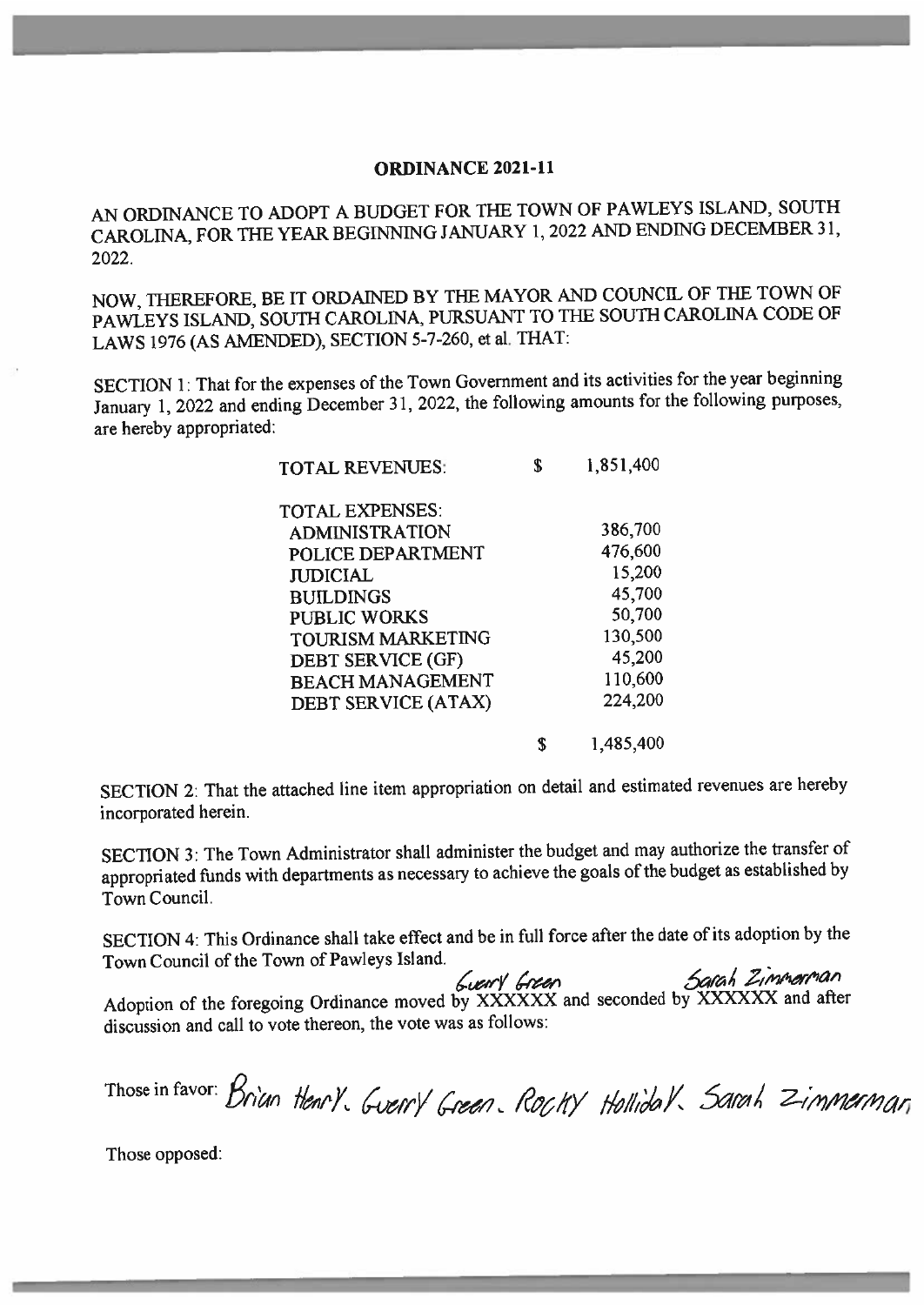# ORDINANCE 2021-11

AN ORDINANCE TO ADOPT A BUDGET FOR THE TOWN OF PAWLEYS ISLAND, SOUTH CAROLINA, FOR THE YEAR BEGINNING JANUARY 1, 2022 AND ENDING DECEMBER 31, 2022.

NOW, THEREFORE, BE IT ORDAINED BY THE MAYOR AND COUNCIL OF THE TOWN OF PAWLEYS ISLAND, SOUTH CAROLINA, PURSUANT TO THE SOUTH CAROLINA CODE OF LAWS 1976 (AS AMENDED), SECTION 5-7-260, et al. THAT:

SECTION 1: That for the expenses of the Town Government and its activities for the year beginning January 1, 2022 and ending December 31, 2022, the following amounts for the following purposes, are hereby appropriated:

| | | |
|---|---|---|
| TOTAL REVENUES: | $ | 1,851,400 |
| TOTAL EXPENSES: | | |
| ADMINISTRATION | | 386,700 |
| POLICE DEPARTMENT | | 476,600 |
| JUDICIAL | | 15,200 |
| BUILDINGS | | 45,700 |
| PUBLIC WORKS | | 50,700 |
| TOURISM MARKETING | | 130,500 |
| DEBT SERVICE (GF) | | 45,200 |
| BEACH MANAGEMENT | | 110,600 |
| DEBT SERVICE (ATAX) | | 224,200 |
| | $ | 1,485,400 |

SECTION 2: That the attached line item appropriation on detail and estimated revenues are hereby incorporated herein.

SECTION 3: The Town Administrator shall administer the budget and may authorize the transfer of appropriated funds with departments as necessary to achieve the goals of the budget as established by Town Council.

SECTION 4: This Ordinance shall take effect and be in full force after the date of its adoption by the Town Council of the Town of Pawleys Island.

Adoption of the foregoing Ordinance moved by ~~XXXXXX~~ Guerry Green and seconded by ~~XXXXXX~~ Sarah Zimmerman and after discussion and call to vote thereon, the vote was as follows:

Those in favor: Brian Henry. Guerry Green. Rocky Holliday. Sarah Zimmerman

Those opposed: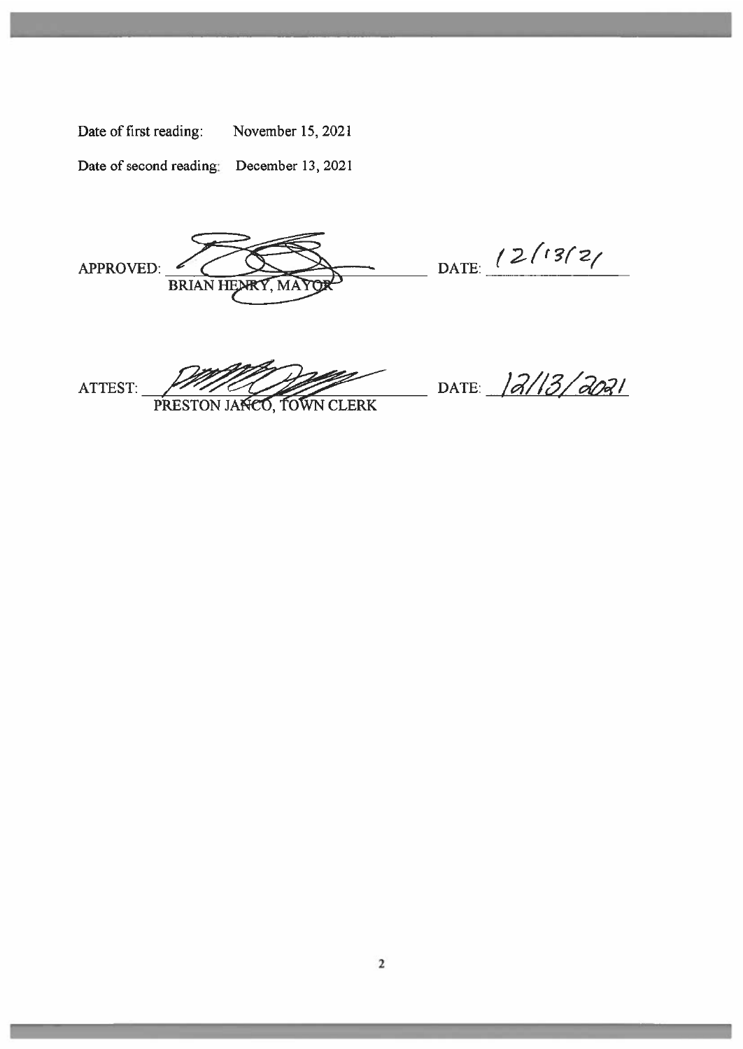Date of first reading: November 15, 2021

Date of second reading: December 13, 2021

APPROVED: ______________________________ DATE: 12/13/21
BRIAN HENRY, MAYOR

ATTEST: ______________________________ DATE: 12/13/2021
PRESTON JANCO, TOWN CLERK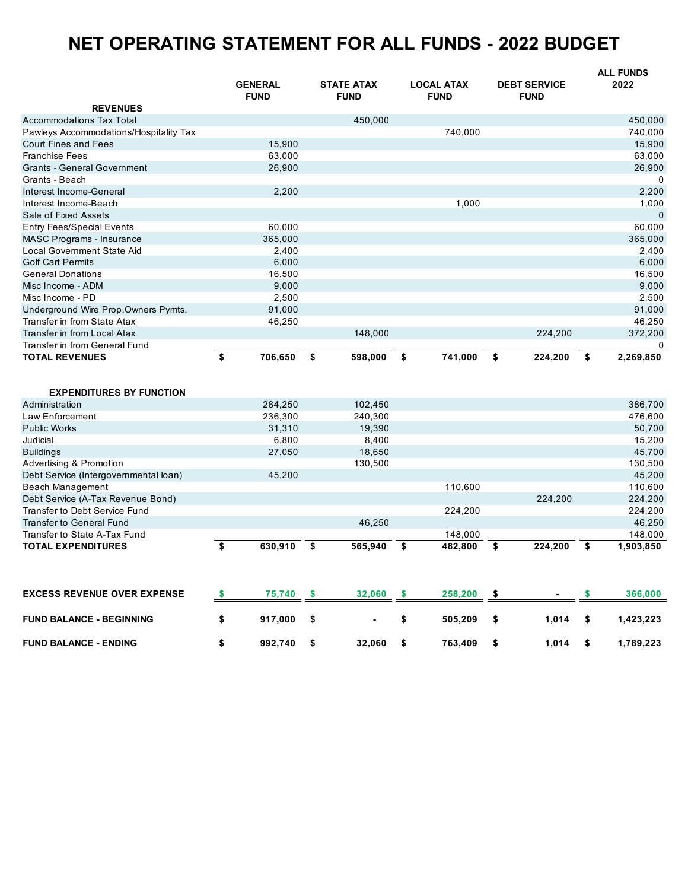# NET OPERATING STATEMENT FOR ALL FUNDS - 2022 BUDGET

| | GENERAL FUND | STATE ATAX FUND | LOCAL ATAX FUND | DEBT SERVICE FUND | ALL FUNDS 2022 |
|---|---|---|---|---|---|
| **REVENUES** | | | | | |
| Accommodations Tax Total | | 450,000 | | | 450,000 |
| Pawleys Accommodations/Hospitality Tax | | | 740,000 | | 740,000 |
| Court Fines and Fees | 15,900 | | | | 15,900 |
| Franchise Fees | 63,000 | | | | 63,000 |
| Grants - General Government | 26,900 | | | | 26,900 |
| Grants - Beach | | | | | 0 |
| Interest Income-General | 2,200 | | | | 2,200 |
| Interest Income-Beach | | | 1,000 | | 1,000 |
| Sale of Fixed Assets | | | | | 0 |
| Entry Fees/Special Events | 60,000 | | | | 60,000 |
| MASC Programs - Insurance | 365,000 | | | | 365,000 |
| Local Government State Aid | 2,400 | | | | 2,400 |
| Golf Cart Permits | 6,000 | | | | 6,000 |
| General Donations | 16,500 | | | | 16,500 |
| Misc Income - ADM | 9,000 | | | | 9,000 |
| Misc Income - PD | 2,500 | | | | 2,500 |
| Underground Wire Prop.Owners Pymts. | 91,000 | | | | 91,000 |
| Transfer in from State Atax | 46,250 | | | | 46,250 |
| Transfer in from Local Atax | | 148,000 | | 224,200 | 372,200 |
| Transfer in from General Fund | | | | | 0 |
| **TOTAL REVENUES** | **$ 706,650** | **$ 598,000** | **$ 741,000** | **$ 224,200** | **$ 2,269,850** |
| | | | | | |
| **EXPENDITURES BY FUNCTION** | | | | | |
| Administration | 284,250 | 102,450 | | | 386,700 |
| Law Enforcement | 236,300 | 240,300 | | | 476,600 |
| Public Works | 31,310 | 19,390 | | | 50,700 |
| Judicial | 6,800 | 8,400 | | | 15,200 |
| Buildings | 27,050 | 18,650 | | | 45,700 |
| Advertising & Promotion | | 130,500 | | | 130,500 |
| Debt Service (Intergovernmental loan) | 45,200 | | | | 45,200 |
| Beach Management | | | 110,600 | | 110,600 |
| Debt Service (A-Tax Revenue Bond) | | | | 224,200 | 224,200 |
| Transfer to Debt Service Fund | | | 224,200 | | 224,200 |
| Transfer to General Fund | | 46,250 | | | 46,250 |
| Transfer to State A-Tax Fund | | | 148,000 | | 148,000 |
| **TOTAL EXPENDITURES** | **$ 630,910** | **$ 565,940** | **$ 482,800** | **$ 224,200** | **$ 1,903,850** |
| | | | | | |
| **EXCESS REVENUE OVER EXPENSE** | **$ 75,740** | **$ 32,060** | **$ 258,200** | **$ -** | **$ 366,000** |
| **FUND BALANCE - BEGINNING** | **$ 917,000** | **$ -** | **$ 505,209** | **$ 1,014** | **$ 1,423,223** |
| **FUND BALANCE - ENDING** | **$ 992,740** | **$ 32,060** | **$ 763,409** | **$ 1,014** | **$ 1,789,223** |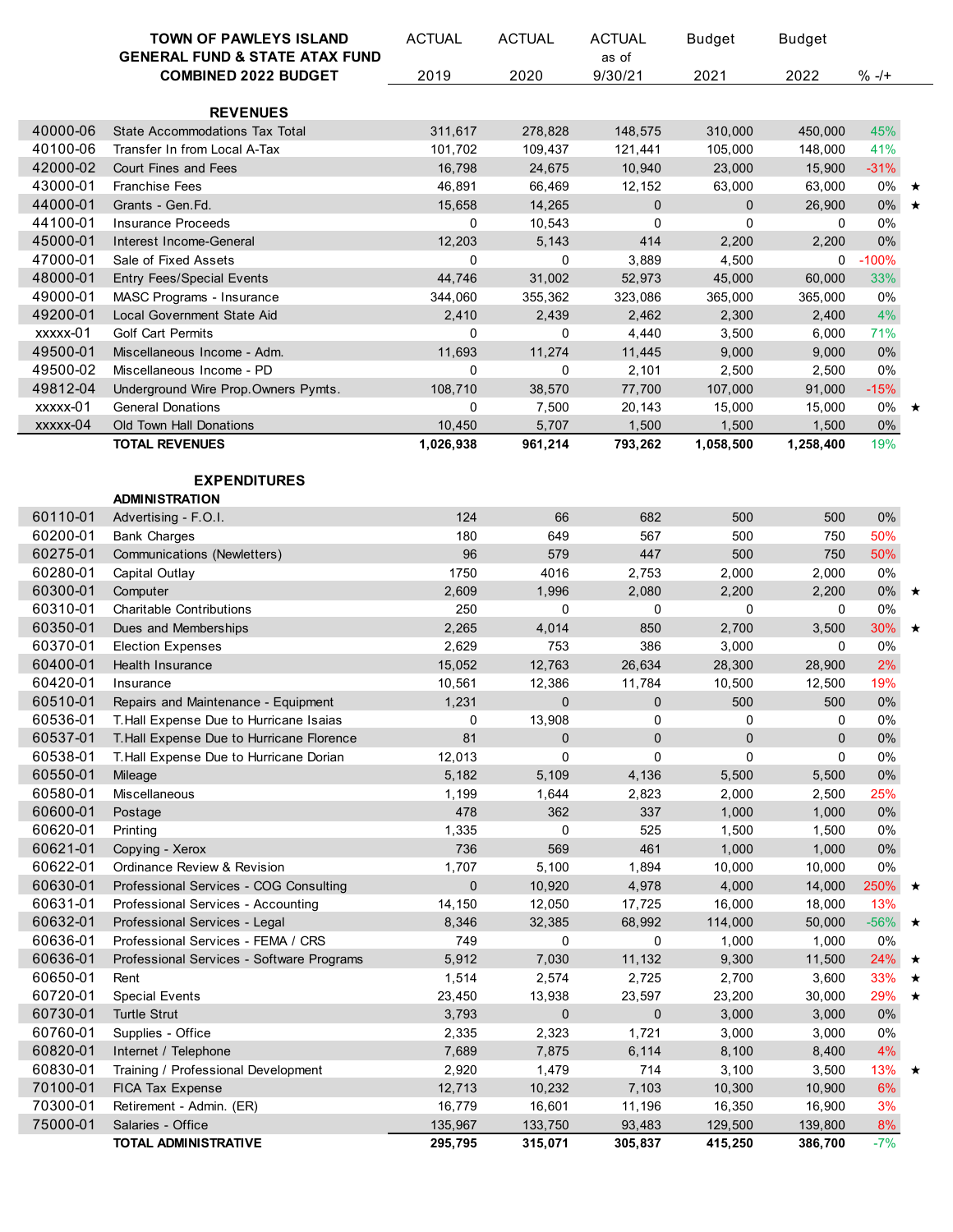| | TOWN OF PAWLEYS ISLAND GENERAL FUND & STATE ATAX FUND COMBINED 2022 BUDGET | ACTUAL 2019 | ACTUAL 2020 | ACTUAL as of 9/30/21 | Budget 2021 | Budget 2022 | % -/+ | |
|---|---|---|---|---|---|---|---|---|
| | **REVENUES** | | | | | | | |
| 40000-06 | State Accommodations Tax Total | 311,617 | 278,828 | 148,575 | 310,000 | 450,000 | 45% | |
| 40100-06 | Transfer In from Local A-Tax | 101,702 | 109,437 | 121,441 | 105,000 | 148,000 | 41% | |
| 42000-02 | Court Fines and Fees | 16,798 | 24,675 | 10,940 | 23,000 | 15,900 | -31% | |
| 43000-01 | Franchise Fees | 46,891 | 66,469 | 12,152 | 63,000 | 63,000 | 0% | ★ |
| 44000-01 | Grants - Gen.Fd. | 15,658 | 14,265 | 0 | 0 | 26,900 | 0% | ★ |
| 44100-01 | Insurance Proceeds | 0 | 10,543 | 0 | 0 | 0 | 0% | |
| 45000-01 | Interest Income-General | 12,203 | 5,143 | 414 | 2,200 | 2,200 | 0% | |
| 47000-01 | Sale of Fixed Assets | 0 | 0 | 3,889 | 4,500 | 0 | -100% | |
| 48000-01 | Entry Fees/Special Events | 44,746 | 31,002 | 52,973 | 45,000 | 60,000 | 33% | |
| 49000-01 | MASC Programs - Insurance | 344,060 | 355,362 | 323,086 | 365,000 | 365,000 | 0% | |
| 49200-01 | Local Government State Aid | 2,410 | 2,439 | 2,462 | 2,300 | 2,400 | 4% | |
| xxxxx-01 | Golf Cart Permits | 0 | 0 | 4,440 | 3,500 | 6,000 | 71% | |
| 49500-01 | Miscellaneous Income - Adm. | 11,693 | 11,274 | 11,445 | 9,000 | 9,000 | 0% | |
| 49500-02 | Miscellaneous Income - PD | 0 | 0 | 2,101 | 2,500 | 2,500 | 0% | |
| 49812-04 | Underground Wire Prop.Owners Pymts. | 108,710 | 38,570 | 77,700 | 107,000 | 91,000 | -15% | |
| xxxxx-01 | General Donations | 0 | 7,500 | 20,143 | 15,000 | 15,000 | 0% | ★ |
| xxxxx-04 | Old Town Hall Donations | 10,450 | 5,707 | 1,500 | 1,500 | 1,500 | 0% | |
| | **TOTAL REVENUES** | **1,026,938** | **961,214** | **793,262** | **1,058,500** | **1,258,400** | 19% | |
| | **EXPENDITURES** | | | | | | | |
| | **ADMINISTRATION** | | | | | | | |
| 60110-01 | Advertising - F.O.I. | 124 | 66 | 682 | 500 | 500 | 0% | |
| 60200-01 | Bank Charges | 180 | 649 | 567 | 500 | 750 | 50% | |
| 60275-01 | Communications (Newletters) | 96 | 579 | 447 | 500 | 750 | 50% | |
| 60280-01 | Capital Outlay | 1750 | 4016 | 2,753 | 2,000 | 2,000 | 0% | |
| 60300-01 | Computer | 2,609 | 1,996 | 2,080 | 2,200 | 2,200 | 0% | ★ |
| 60310-01 | Charitable Contributions | 250 | 0 | 0 | 0 | 0 | 0% | |
| 60350-01 | Dues and Memberships | 2,265 | 4,014 | 850 | 2,700 | 3,500 | 30% | ★ |
| 60370-01 | Election Expenses | 2,629 | 753 | 386 | 3,000 | 0 | 0% | |
| 60400-01 | Health Insurance | 15,052 | 12,763 | 26,634 | 28,300 | 28,900 | 2% | |
| 60420-01 | Insurance | 10,561 | 12,386 | 11,784 | 10,500 | 12,500 | 19% | |
| 60510-01 | Repairs and Maintenance - Equipment | 1,231 | 0 | 0 | 500 | 500 | 0% | |
| 60536-01 | T.Hall Expense Due to Hurricane Isaias | 0 | 13,908 | 0 | 0 | 0 | 0% | |
| 60537-01 | T.Hall Expense Due to Hurricane Florence | 81 | 0 | 0 | 0 | 0 | 0% | |
| 60538-01 | T.Hall Expense Due to Hurricane Dorian | 12,013 | 0 | 0 | 0 | 0 | 0% | |
| 60550-01 | Mileage | 5,182 | 5,109 | 4,136 | 5,500 | 5,500 | 0% | |
| 60580-01 | Miscellaneous | 1,199 | 1,644 | 2,823 | 2,000 | 2,500 | 25% | |
| 60600-01 | Postage | 478 | 362 | 337 | 1,000 | 1,000 | 0% | |
| 60620-01 | Printing | 1,335 | 0 | 525 | 1,500 | 1,500 | 0% | |
| 60621-01 | Copying - Xerox | 736 | 569 | 461 | 1,000 | 1,000 | 0% | |
| 60622-01 | Ordinance Review & Revision | 1,707 | 5,100 | 1,894 | 10,000 | 10,000 | 0% | |
| 60630-01 | Professional Services - COG Consulting | 0 | 10,920 | 4,978 | 4,000 | 14,000 | 250% | ★ |
| 60631-01 | Professional Services - Accounting | 14,150 | 12,050 | 17,725 | 16,000 | 18,000 | 13% | |
| 60632-01 | Professional Services - Legal | 8,346 | 32,385 | 68,992 | 114,000 | 50,000 | -56% | ★ |
| 60636-01 | Professional Services - FEMA / CRS | 749 | 0 | 0 | 1,000 | 1,000 | 0% | |
| 60636-01 | Professional Services - Software Programs | 5,912 | 7,030 | 11,132 | 9,300 | 11,500 | 24% | ★ |
| 60650-01 | Rent | 1,514 | 2,574 | 2,725 | 2,700 | 3,600 | 33% | ★ |
| 60720-01 | Special Events | 23,450 | 13,938 | 23,597 | 23,200 | 30,000 | 29% | ★ |
| 60730-01 | Turtle Strut | 3,793 | 0 | 0 | 3,000 | 3,000 | 0% | |
| 60760-01 | Supplies - Office | 2,335 | 2,323 | 1,721 | 3,000 | 3,000 | 0% | |
| 60820-01 | Internet / Telephone | 7,689 | 7,875 | 6,114 | 8,100 | 8,400 | 4% | |
| 60830-01 | Training / Professional Development | 2,920 | 1,479 | 714 | 3,100 | 3,500 | 13% | ★ |
| 70100-01 | FICA Tax Expense | 12,713 | 10,232 | 7,103 | 10,300 | 10,900 | 6% | |
| 70300-01 | Retirement - Admin. (ER) | 16,779 | 16,601 | 11,196 | 16,350 | 16,900 | 3% | |
| 75000-01 | Salaries - Office | 135,967 | 133,750 | 93,483 | 129,500 | 139,800 | 8% | |
| | **TOTAL ADMINISTRATIVE** | **295,795** | **315,071** | **305,837** | **415,250** | **386,700** | -7% | |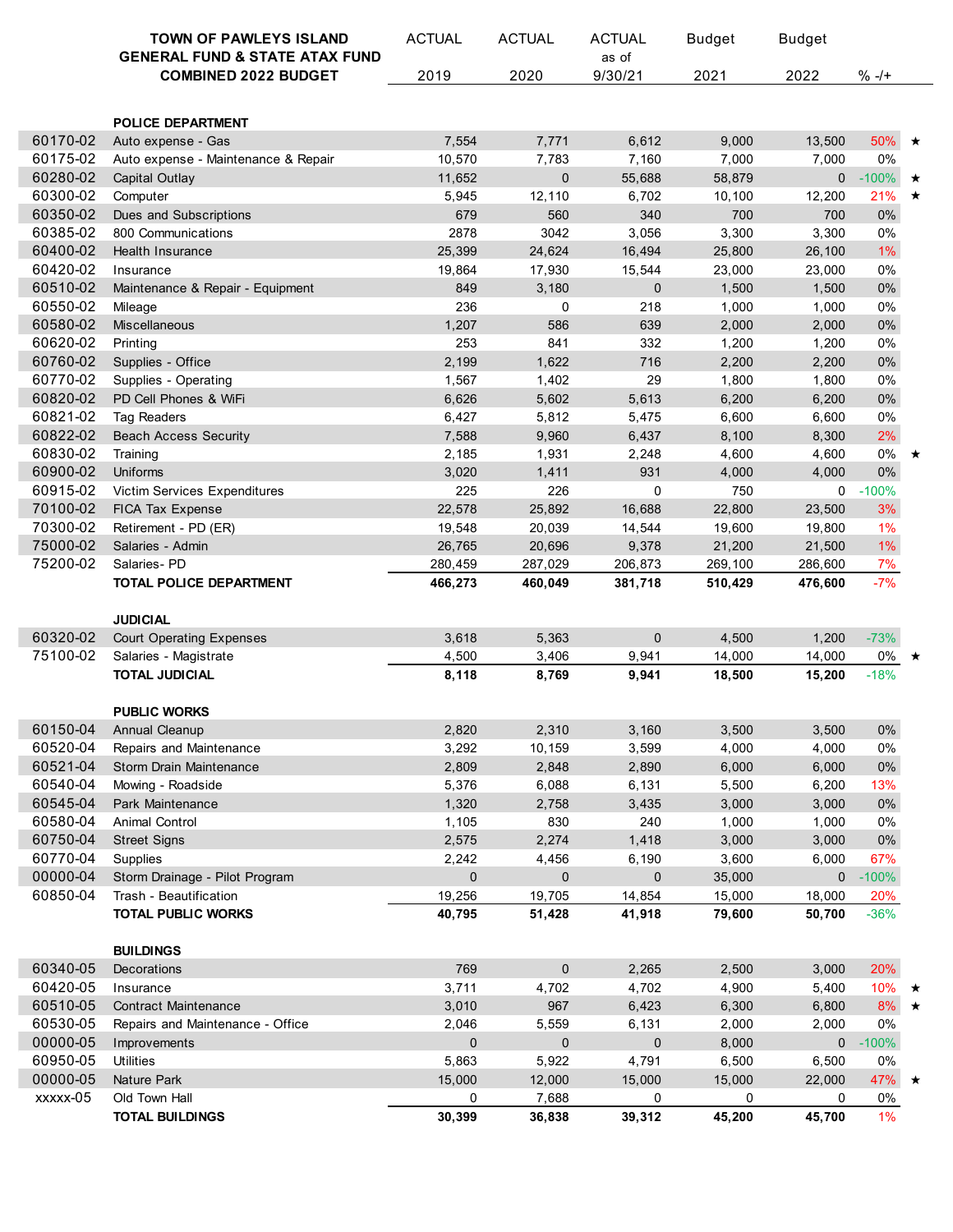| | TOWN OF PAWLEYS ISLAND GENERAL FUND & STATE ATAX FUND COMBINED 2022 BUDGET | ACTUAL 2019 | ACTUAL 2020 | ACTUAL as of 9/30/21 | Budget 2021 | Budget 2022 | % -/+ | |
|---|---|---|---|---|---|---|---|---|
| | **POLICE DEPARTMENT** | | | | | | | |
| 60170-02 | Auto expense - Gas | 7,554 | 7,771 | 6,612 | 9,000 | 13,500 | 50% | ★ |
| 60175-02 | Auto expense - Maintenance & Repair | 10,570 | 7,783 | 7,160 | 7,000 | 7,000 | 0% | |
| 60280-02 | Capital Outlay | 11,652 | 0 | 55,688 | 58,879 | 0 | -100% | ★ |
| 60300-02 | Computer | 5,945 | 12,110 | 6,702 | 10,100 | 12,200 | 21% | ★ |
| 60350-02 | Dues and Subscriptions | 679 | 560 | 340 | 700 | 700 | 0% | |
| 60385-02 | 800 Communications | 2878 | 3042 | 3,056 | 3,300 | 3,300 | 0% | |
| 60400-02 | Health Insurance | 25,399 | 24,624 | 16,494 | 25,800 | 26,100 | 1% | |
| 60420-02 | Insurance | 19,864 | 17,930 | 15,544 | 23,000 | 23,000 | 0% | |
| 60510-02 | Maintenance & Repair - Equipment | 849 | 3,180 | 0 | 1,500 | 1,500 | 0% | |
| 60550-02 | Mileage | 236 | 0 | 218 | 1,000 | 1,000 | 0% | |
| 60580-02 | Miscellaneous | 1,207 | 586 | 639 | 2,000 | 2,000 | 0% | |
| 60620-02 | Printing | 253 | 841 | 332 | 1,200 | 1,200 | 0% | |
| 60760-02 | Supplies - Office | 2,199 | 1,622 | 716 | 2,200 | 2,200 | 0% | |
| 60770-02 | Supplies - Operating | 1,567 | 1,402 | 29 | 1,800 | 1,800 | 0% | |
| 60820-02 | PD Cell Phones & WiFi | 6,626 | 5,602 | 5,613 | 6,200 | 6,200 | 0% | |
| 60821-02 | Tag Readers | 6,427 | 5,812 | 5,475 | 6,600 | 6,600 | 0% | |
| 60822-02 | Beach Access Security | 7,588 | 9,960 | 6,437 | 8,100 | 8,300 | 2% | |
| 60830-02 | Training | 2,185 | 1,931 | 2,248 | 4,600 | 4,600 | 0% | ★ |
| 60900-02 | Uniforms | 3,020 | 1,411 | 931 | 4,000 | 4,000 | 0% | |
| 60915-02 | Victim Services Expenditures | 225 | 226 | 0 | 750 | 0 | -100% | |
| 70100-02 | FICA Tax Expense | 22,578 | 25,892 | 16,688 | 22,800 | 23,500 | 3% | |
| 70300-02 | Retirement - PD (ER) | 19,548 | 20,039 | 14,544 | 19,600 | 19,800 | 1% | |
| 75000-02 | Salaries - Admin | 26,765 | 20,696 | 9,378 | 21,200 | 21,500 | 1% | |
| 75200-02 | Salaries- PD | 280,459 | 287,029 | 206,873 | 269,100 | 286,600 | 7% | |
| | **TOTAL POLICE DEPARTMENT** | **466,273** | **460,049** | **381,718** | **510,429** | **476,600** | -7% | |
| | **JUDICIAL** | | | | | | | |
| 60320-02 | Court Operating Expenses | 3,618 | 5,363 | 0 | 4,500 | 1,200 | -73% | |
| 75100-02 | Salaries - Magistrate | 4,500 | 3,406 | 9,941 | 14,000 | 14,000 | 0% | ★ |
| | **TOTAL JUDICIAL** | **8,118** | **8,769** | **9,941** | **18,500** | **15,200** | -18% | |
| | **PUBLIC WORKS** | | | | | | | |
| 60150-04 | Annual Cleanup | 2,820 | 2,310 | 3,160 | 3,500 | 3,500 | 0% | |
| 60520-04 | Repairs and Maintenance | 3,292 | 10,159 | 3,599 | 4,000 | 4,000 | 0% | |
| 60521-04 | Storm Drain Maintenance | 2,809 | 2,848 | 2,890 | 6,000 | 6,000 | 0% | |
| 60540-04 | Mowing - Roadside | 5,376 | 6,088 | 6,131 | 5,500 | 6,200 | 13% | |
| 60545-04 | Park Maintenance | 1,320 | 2,758 | 3,435 | 3,000 | 3,000 | 0% | |
| 60580-04 | Animal Control | 1,105 | 830 | 240 | 1,000 | 1,000 | 0% | |
| 60750-04 | Street Signs | 2,575 | 2,274 | 1,418 | 3,000 | 3,000 | 0% | |
| 60770-04 | Supplies | 2,242 | 4,456 | 6,190 | 3,600 | 6,000 | 67% | |
| 00000-04 | Storm Drainage - Pilot Program | 0 | 0 | 0 | 35,000 | 0 | -100% | |
| 60850-04 | Trash - Beautification | 19,256 | 19,705 | 14,854 | 15,000 | 18,000 | 20% | |
| | **TOTAL PUBLIC WORKS** | **40,795** | **51,428** | **41,918** | **79,600** | **50,700** | -36% | |
| | **BUILDINGS** | | | | | | | |
| 60340-05 | Decorations | 769 | 0 | 2,265 | 2,500 | 3,000 | 20% | |
| 60420-05 | Insurance | 3,711 | 4,702 | 4,702 | 4,900 | 5,400 | 10% | ★ |
| 60510-05 | Contract Maintenance | 3,010 | 967 | 6,423 | 6,300 | 6,800 | 8% | ★ |
| 60530-05 | Repairs and Maintenance - Office | 2,046 | 5,559 | 6,131 | 2,000 | 2,000 | 0% | |
| 00000-05 | Improvements | 0 | 0 | 0 | 8,000 | 0 | -100% | |
| 60950-05 | Utilities | 5,863 | 5,922 | 4,791 | 6,500 | 6,500 | 0% | |
| 00000-05 | Nature Park | 15,000 | 12,000 | 15,000 | 15,000 | 22,000 | 47% | ★ |
| xxxxx-05 | Old Town Hall | 0 | 7,688 | 0 | 0 | 0 | 0% | |
| | **TOTAL BUILDINGS** | **30,399** | **36,838** | **39,312** | **45,200** | **45,700** | 1% | |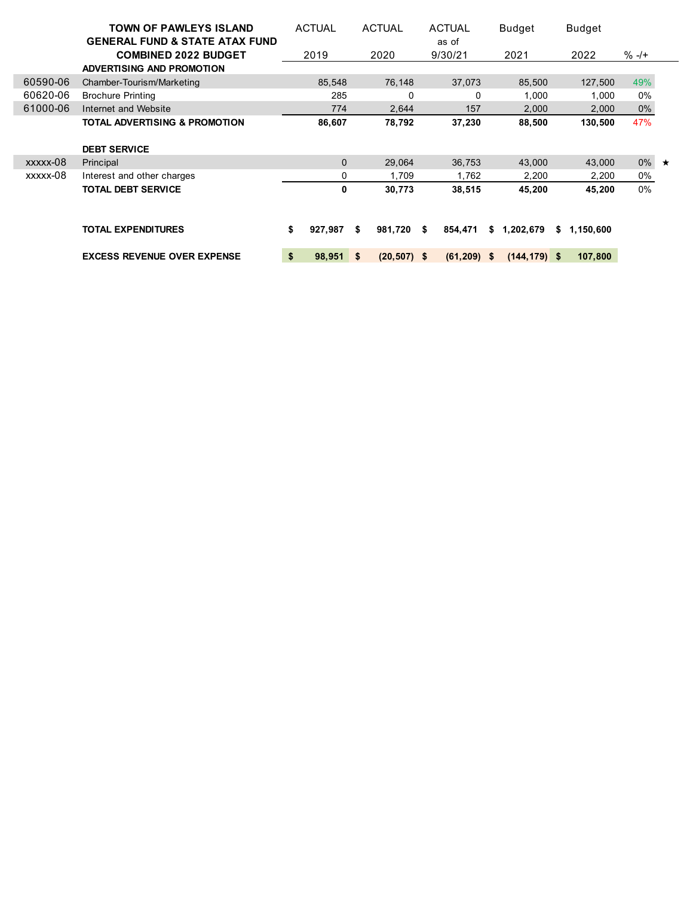| | TOWN OF PAWLEYS ISLAND GENERAL FUND & STATE ATAX FUND COMBINED 2022 BUDGET | ACTUAL 2019 | ACTUAL 2020 | ACTUAL as of 9/30/21 | Budget 2021 | Budget 2022 | % -/+ | |
|---|---|---|---|---|---|---|---|---|
| | **ADVERTISING AND PROMOTION** | | | | | | | |
| 60590-06 | Chamber-Tourism/Marketing | 85,548 | 76,148 | 37,073 | 85,500 | 127,500 | 49% | |
| 60620-06 | Brochure Printing | 285 | 0 | 0 | 1,000 | 1,000 | 0% | |
| 61000-06 | Internet and Website | 774 | 2,644 | 157 | 2,000 | 2,000 | 0% | |
| | **TOTAL ADVERTISING & PROMOTION** | **86,607** | **78,792** | **37,230** | **88,500** | **130,500** | 47% | |
| | | | | | | | | |
| | **DEBT SERVICE** | | | | | | | |
| xxxxx-08 | Principal | 0 | 29,064 | 36,753 | 43,000 | 43,000 | 0% | ★ |
| xxxxx-08 | Interest and other charges | 0 | 1,709 | 1,762 | 2,200 | 2,200 | 0% | |
| | **TOTAL DEBT SERVICE** | **0** | **30,773** | **38,515** | **45,200** | **45,200** | 0% | |
| | | | | | | | | |
| | **TOTAL EXPENDITURES** | **$ 927,987** | **$ 981,720** | **$ 854,471** | **$ 1,202,679** | **$ 1,150,600** | | |
| | | | | | | | | |
| | **EXCESS REVENUE OVER EXPENSE** | **$ 98,951** | **$ (20,507)** | **$ (61,209)** | **$ (144,179)** | **$ 107,800** | | |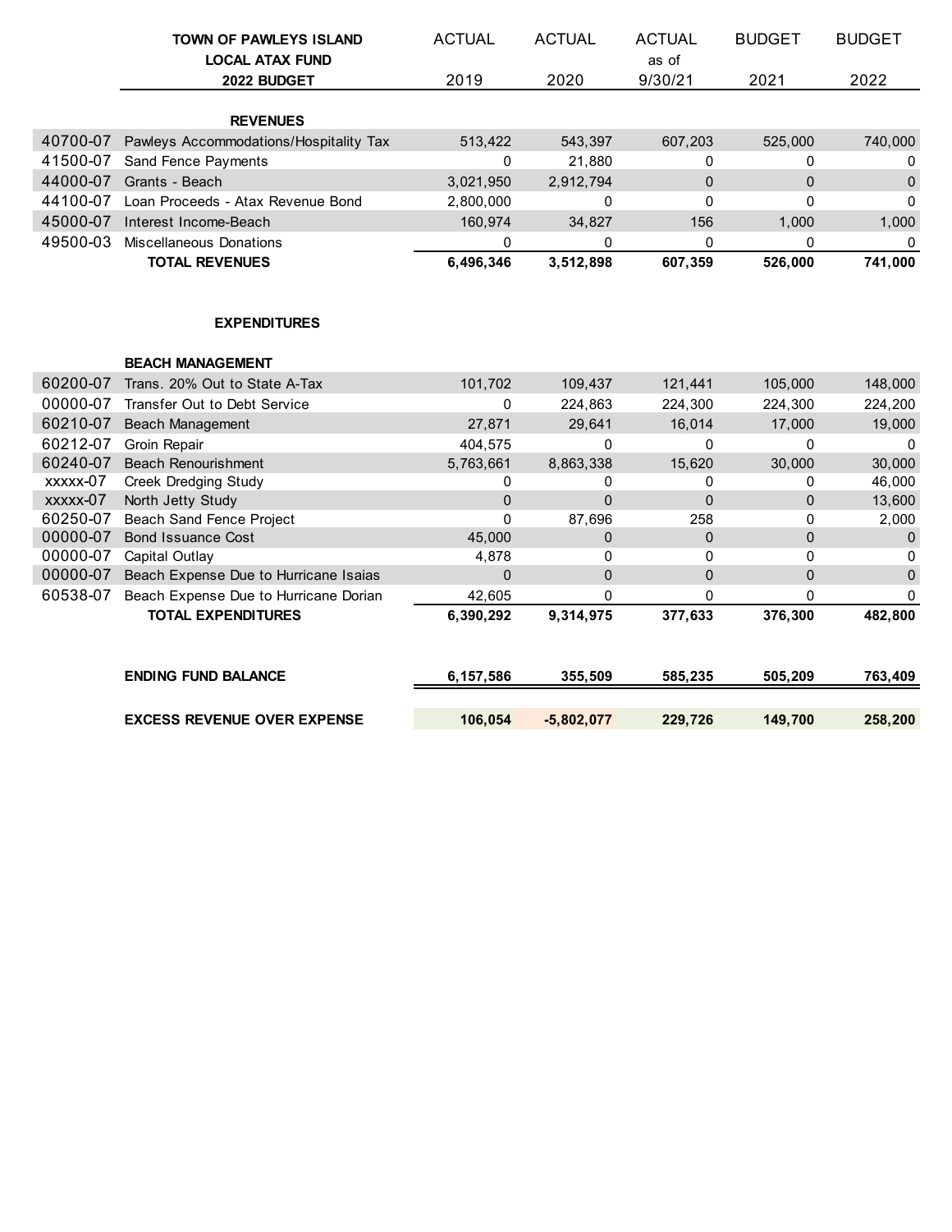| | TOWN OF PAWLEYS ISLAND<br>LOCAL ATAX FUND<br>2022 BUDGET | ACTUAL<br>2019 | ACTUAL<br>2020 | ACTUAL<br>as of<br>9/30/21 | BUDGET<br>2021 | BUDGET<br>2022 |
|---|---|---|---|---|---|---|
| | **REVENUES** | | | | | |
| 40700-07 | Pawleys Accommodations/Hospitality Tax | 513,422 | 543,397 | 607,203 | 525,000 | 740,000 |
| 41500-07 | Sand Fence Payments | 0 | 21,880 | 0 | 0 | 0 |
| 44000-07 | Grants - Beach | 3,021,950 | 2,912,794 | 0 | 0 | 0 |
| 44100-07 | Loan Proceeds - Atax Revenue Bond | 2,800,000 | 0 | 0 | 0 | 0 |
| 45000-07 | Interest Income-Beach | 160,974 | 34,827 | 156 | 1,000 | 1,000 |
| 49500-03 | Miscellaneous Donations | 0 | 0 | 0 | 0 | 0 |
| | **TOTAL REVENUES** | **6,496,346** | **3,512,898** | **607,359** | **526,000** | **741,000** |
| | | | | | | |
| | **EXPENDITURES** | | | | | |
| | | | | | | |
| | **BEACH MANAGEMENT** | | | | | |
| 60200-07 | Trans. 20% Out to State A-Tax | 101,702 | 109,437 | 121,441 | 105,000 | 148,000 |
| 00000-07 | Transfer Out to Debt Service | 0 | 224,863 | 224,300 | 224,300 | 224,200 |
| 60210-07 | Beach Management | 27,871 | 29,641 | 16,014 | 17,000 | 19,000 |
| 60212-07 | Groin Repair | 404,575 | 0 | 0 | 0 | 0 |
| 60240-07 | Beach Renourishment | 5,763,661 | 8,863,338 | 15,620 | 30,000 | 30,000 |
| xxxxx-07 | Creek Dredging Study | 0 | 0 | 0 | 0 | 46,000 |
| xxxxx-07 | North Jetty Study | 0 | 0 | 0 | 0 | 13,600 |
| 60250-07 | Beach Sand Fence Project | 0 | 87,696 | 258 | 0 | 2,000 |
| 00000-07 | Bond Issuance Cost | 45,000 | 0 | 0 | 0 | 0 |
| 00000-07 | Capital Outlay | 4,878 | 0 | 0 | 0 | 0 |
| 00000-07 | Beach Expense Due to Hurricane Isaias | 0 | 0 | 0 | 0 | 0 |
| 60538-07 | Beach Expense Due to Hurricane Dorian | 42,605 | 0 | 0 | 0 | 0 |
| | **TOTAL EXPENDITURES** | **6,390,292** | **9,314,975** | **377,633** | **376,300** | **482,800** |
| | | | | | | |
| | **ENDING FUND BALANCE** | **6,157,586** | **355,509** | **585,235** | **505,209** | **763,409** |
| | | | | | | |
| | **EXCESS REVENUE OVER EXPENSE** | **106,054** | **-5,802,077** | **229,726** | **149,700** | **258,200** |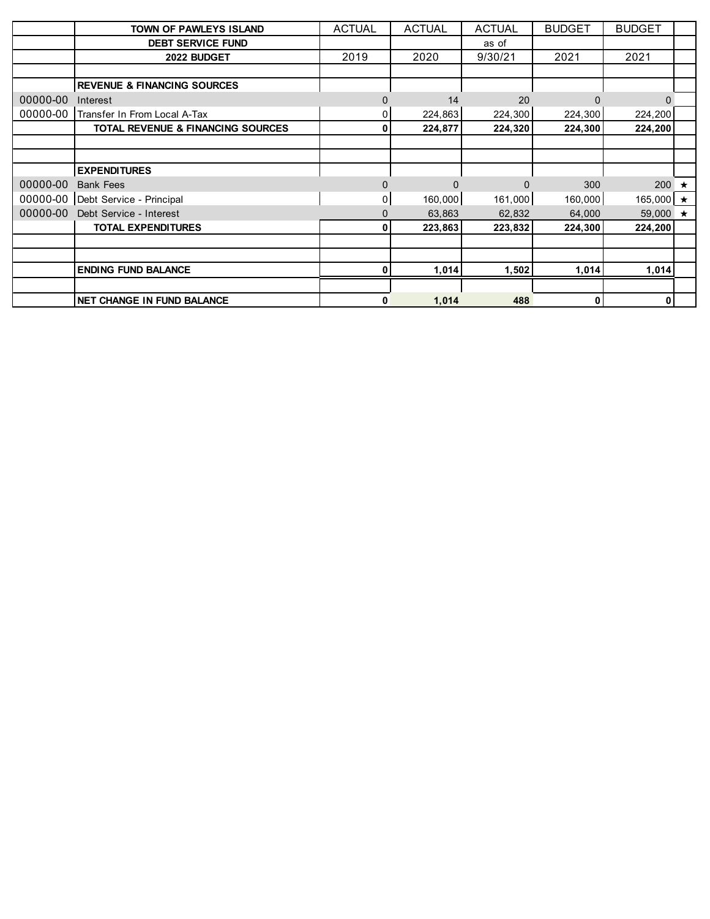| | TOWN OF PAWLEYS ISLAND | ACTUAL | ACTUAL | ACTUAL | BUDGET | BUDGET | |
|---|---|---|---|---|---|---|---|
| | DEBT SERVICE FUND | | | as of | | | |
| | 2022 BUDGET | 2019 | 2020 | 9/30/21 | 2021 | 2021 | |
| | | | | | | | |
| | **REVENUE & FINANCING SOURCES** | | | | | | |
| 00000-00 | Interest | 0 | 14 | 20 | 0 | 0 | |
| 00000-00 | Transfer In From Local A-Tax | 0 | 224,863 | 224,300 | 224,300 | 224,200 | |
| | **TOTAL REVENUE & FINANCING SOURCES** | **0** | **224,877** | **224,320** | **224,300** | **224,200** | |
| | | | | | | | |
| | | | | | | | |
| | **EXPENDITURES** | | | | | | |
| 00000-00 | Bank Fees | 0 | 0 | 0 | 300 | 200 | ★ |
| 00000-00 | Debt Service - Principal | 0 | 160,000 | 161,000 | 160,000 | 165,000 | ★ |
| 00000-00 | Debt Service - Interest | 0 | 63,863 | 62,832 | 64,000 | 59,000 | ★ |
| | **TOTAL EXPENDITURES** | **0** | **223,863** | **223,832** | **224,300** | **224,200** | |
| | | | | | | | |
| | | | | | | | |
| | **ENDING FUND BALANCE** | **0** | **1,014** | **1,502** | **1,014** | **1,014** | |
| | | | | | | | |
| | **NET CHANGE IN FUND BALANCE** | **0** | **1,014** | **488** | **0** | **0** | |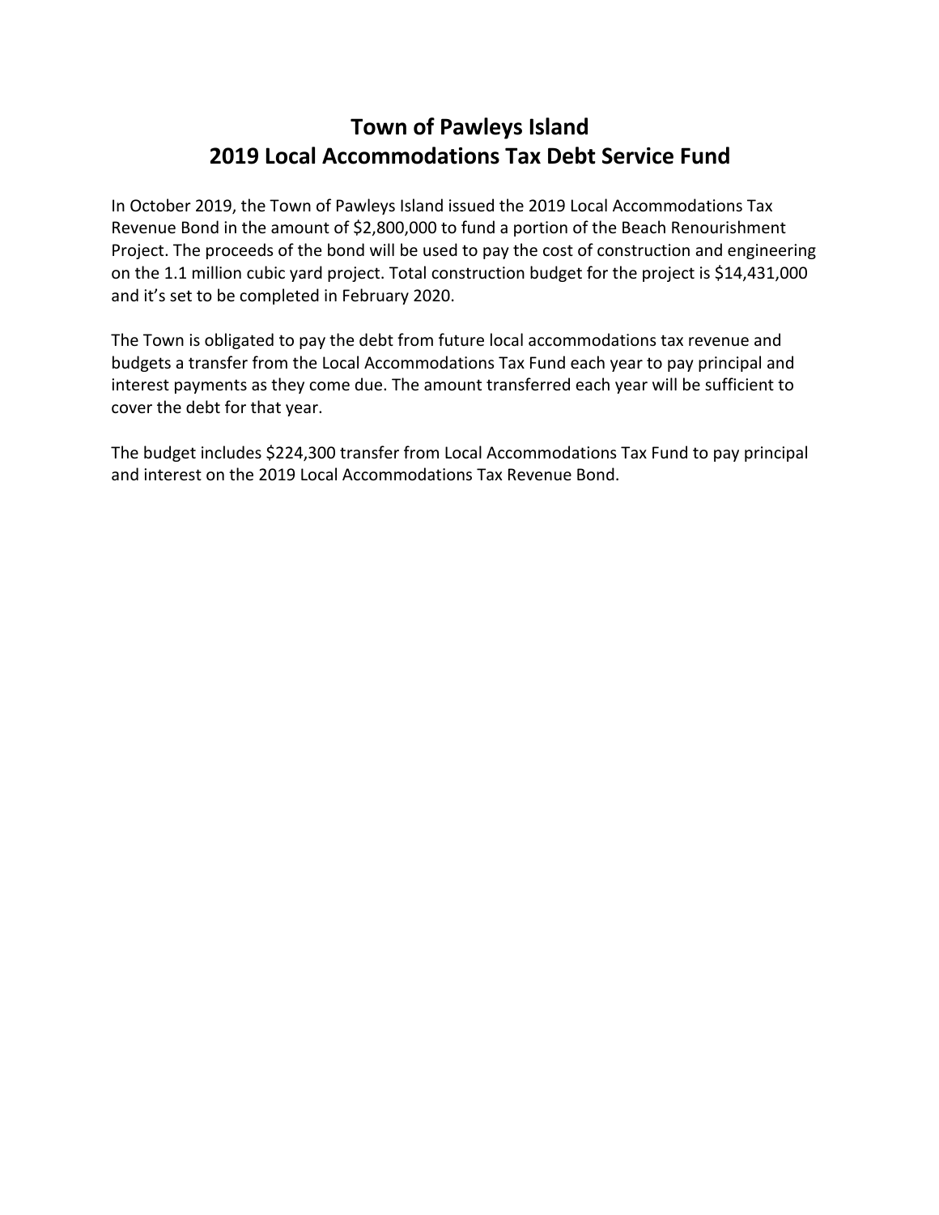# Town of Pawleys Island
# 2019 Local Accommodations Tax Debt Service Fund

In October 2019, the Town of Pawleys Island issued the 2019 Local Accommodations Tax Revenue Bond in the amount of $2,800,000 to fund a portion of the Beach Renourishment Project. The proceeds of the bond will be used to pay the cost of construction and engineering on the 1.1 million cubic yard project. Total construction budget for the project is $14,431,000 and it's set to be completed in February 2020.

The Town is obligated to pay the debt from future local accommodations tax revenue and budgets a transfer from the Local Accommodations Tax Fund each year to pay principal and interest payments as they come due. The amount transferred each year will be sufficient to cover the debt for that year.

The budget includes $224,300 transfer from Local Accommodations Tax Fund to pay principal and interest on the 2019 Local Accommodations Tax Revenue Bond.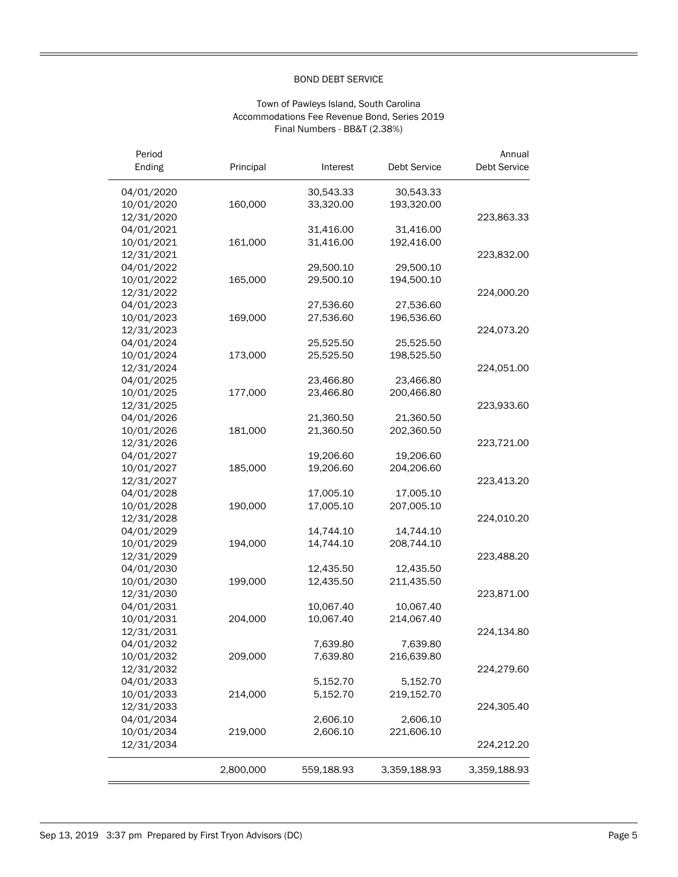BOND DEBT SERVICE

Town of Pawleys Island, South Carolina
Accommodations Fee Revenue Bond, Series 2019
Final Numbers - BB&T (2.38%)

| Period Ending | Principal | Interest | Debt Service | Annual Debt Service |
|---|---|---|---|---|
| 04/01/2020 | | 30,543.33 | 30,543.33 | |
| 10/01/2020 | 160,000 | 33,320.00 | 193,320.00 | |
| 12/31/2020 | | | | 223,863.33 |
| 04/01/2021 | | 31,416.00 | 31,416.00 | |
| 10/01/2021 | 161,000 | 31,416.00 | 192,416.00 | |
| 12/31/2021 | | | | 223,832.00 |
| 04/01/2022 | | 29,500.10 | 29,500.10 | |
| 10/01/2022 | 165,000 | 29,500.10 | 194,500.10 | |
| 12/31/2022 | | | | 224,000.20 |
| 04/01/2023 | | 27,536.60 | 27,536.60 | |
| 10/01/2023 | 169,000 | 27,536.60 | 196,536.60 | |
| 12/31/2023 | | | | 224,073.20 |
| 04/01/2024 | | 25,525.50 | 25,525.50 | |
| 10/01/2024 | 173,000 | 25,525.50 | 198,525.50 | |
| 12/31/2024 | | | | 224,051.00 |
| 04/01/2025 | | 23,466.80 | 23,466.80 | |
| 10/01/2025 | 177,000 | 23,466.80 | 200,466.80 | |
| 12/31/2025 | | | | 223,933.60 |
| 04/01/2026 | | 21,360.50 | 21,360.50 | |
| 10/01/2026 | 181,000 | 21,360.50 | 202,360.50 | |
| 12/31/2026 | | | | 223,721.00 |
| 04/01/2027 | | 19,206.60 | 19,206.60 | |
| 10/01/2027 | 185,000 | 19,206.60 | 204,206.60 | |
| 12/31/2027 | | | | 223,413.20 |
| 04/01/2028 | | 17,005.10 | 17,005.10 | |
| 10/01/2028 | 190,000 | 17,005.10 | 207,005.10 | |
| 12/31/2028 | | | | 224,010.20 |
| 04/01/2029 | | 14,744.10 | 14,744.10 | |
| 10/01/2029 | 194,000 | 14,744.10 | 208,744.10 | |
| 12/31/2029 | | | | 223,488.20 |
| 04/01/2030 | | 12,435.50 | 12,435.50 | |
| 10/01/2030 | 199,000 | 12,435.50 | 211,435.50 | |
| 12/31/2030 | | | | 223,871.00 |
| 04/01/2031 | | 10,067.40 | 10,067.40 | |
| 10/01/2031 | 204,000 | 10,067.40 | 214,067.40 | |
| 12/31/2031 | | | | 224,134.80 |
| 04/01/2032 | | 7,639.80 | 7,639.80 | |
| 10/01/2032 | 209,000 | 7,639.80 | 216,639.80 | |
| 12/31/2032 | | | | 224,279.60 |
| 04/01/2033 | | 5,152.70 | 5,152.70 | |
| 10/01/2033 | 214,000 | 5,152.70 | 219,152.70 | |
| 12/31/2033 | | | | 224,305.40 |
| 04/01/2034 | | 2,606.10 | 2,606.10 | |
| 10/01/2034 | 219,000 | 2,606.10 | 221,606.10 | |
| 12/31/2034 | | | | 224,212.20 |
| | 2,800,000 | 559,188.93 | 3,359,188.93 | 3,359,188.93 |

Sep 13, 2019 3:37 pm Prepared by First Tryon Advisors (DC)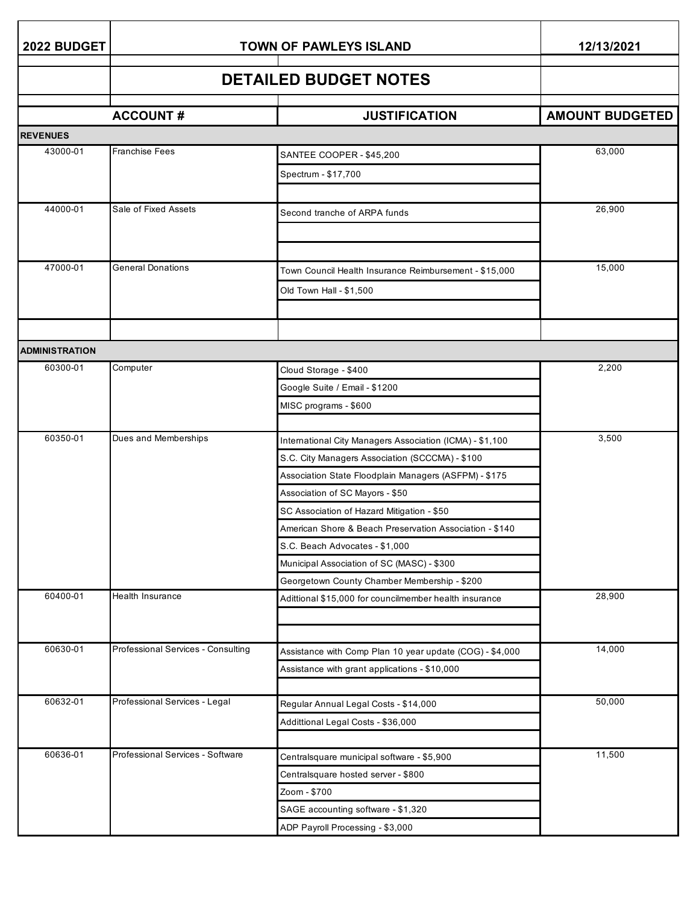| 2022 BUDGET | TOWN OF PAWLEYS ISLAND | | 12/13/2021 |
|---|---|---|---|
| | **DETAILED BUDGET NOTES** | | |
| **ACCOUNT #** | | **JUSTIFICATION** | **AMOUNT BUDGETED** |
| **REVENUES** | | | |
| 43000-01 | Franchise Fees | SANTEE COOPER - $45,200 | 63,000 |
| | | Spectrum - $17,700 | |
| 44000-01 | Sale of Fixed Assets | Second tranche of ARPA funds | 26,900 |
| 47000-01 | General Donations | Town Council Health Insurance Reimbursement - $15,000 | 15,000 |
| | | Old Town Hall - $1,500 | |
| **ADMINISTRATION** | | | |
| 60300-01 | Computer | Cloud Storage - $400 | 2,200 |
| | | Google Suite / Email - $1200 | |
| | | MISC programs - $600 | |
| 60350-01 | Dues and Memberships | International City Managers Association (ICMA) - $1,100 | 3,500 |
| | | S.C. City Managers Association (SCCCMA) - $100 | |
| | | Association State Floodplain Managers (ASFPM) - $175 | |
| | | Association of SC Mayors - $50 | |
| | | SC Association of Hazard Mitigation - $50 | |
| | | American Shore & Beach Preservation Association - $140 | |
| | | S.C. Beach Advocates - $1,000 | |
| | | Municipal Association of SC (MASC) - $300 | |
| | | Georgetown County Chamber Membership - $200 | |
| 60400-01 | Health Insurance | Adittional $15,000 for councilmember health insurance | 28,900 |
| 60630-01 | Professional Services - Consulting | Assistance with Comp Plan 10 year update (COG) - $4,000 | 14,000 |
| | | Assistance with grant applications - $10,000 | |
| 60632-01 | Professional Services - Legal | Regular Annual Legal Costs - $14,000 | 50,000 |
| | | Addittional Legal Costs - $36,000 | |
| 60636-01 | Professional Services - Software | Centralsquare municipal software - $5,900 | 11,500 |
| | | Centralsquare hosted server - $800 | |
| | | Zoom - $700 | |
| | | SAGE accounting software - $1,320 | |
| | | ADP Payroll Processing - $3,000 | |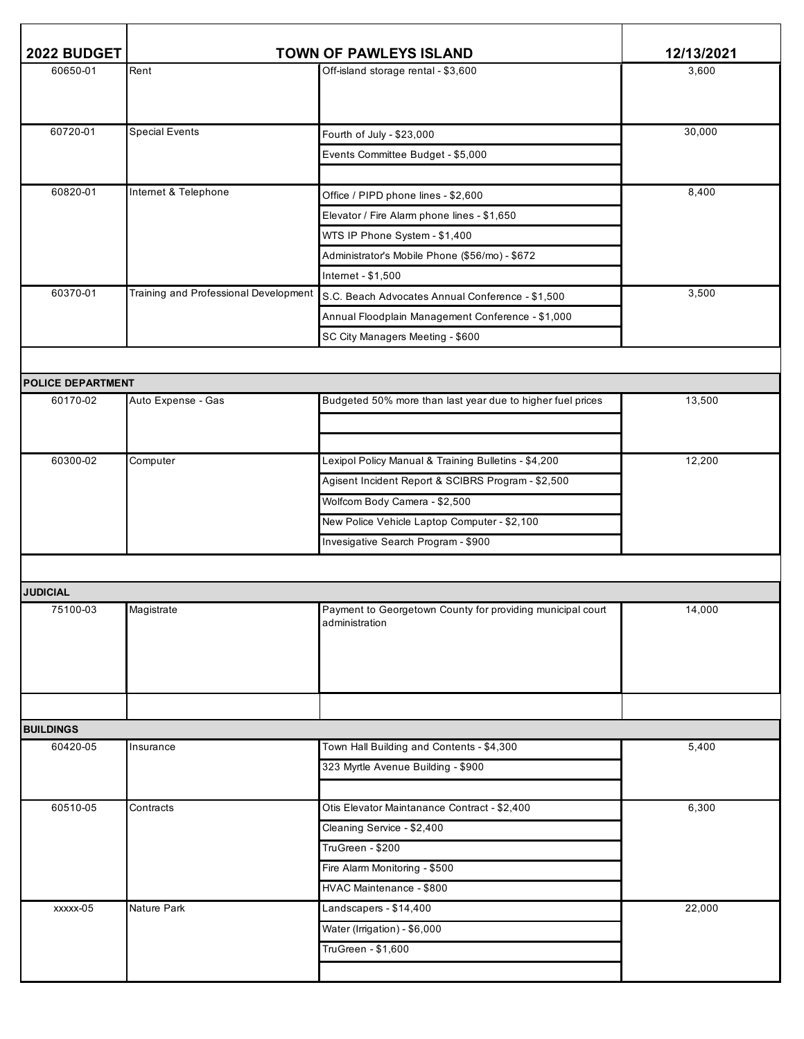| 2022 BUDGET | TOWN OF PAWLEYS ISLAND | | 12/13/2021 |
|---|---|---|---|
| 60650-01 | Rent | Off-island storage rental - $3,600 | 3,600 |
| 60720-01 | Special Events | Fourth of July - $23,000 | 30,000 |
| | | Events Committee Budget - $5,000 | |
| 60820-01 | Internet & Telephone | Office / PIPD phone lines - $2,600 | 8,400 |
| | | Elevator / Fire Alarm phone lines - $1,650 | |
| | | WTS IP Phone System - $1,400 | |
| | | Administrator's Mobile Phone ($56/mo) - $672 | |
| | | Internet - $1,500 | |
| 60370-01 | Training and Professional Development | S.C. Beach Advocates Annual Conference - $1,500 | 3,500 |
| | | Annual Floodplain Management Conference - $1,000 | |
| | | SC City Managers Meeting - $600 | |
| **POLICE DEPARTMENT** | | | |
| 60170-02 | Auto Expense - Gas | Budgeted 50% more than last year due to higher fuel prices | 13,500 |
| 60300-02 | Computer | Lexipol Policy Manual & Training Bulletins - $4,200 | 12,200 |
| | | Agisent Incident Report & SCIBRS Program - $2,500 | |
| | | Wolfcom Body Camera - $2,500 | |
| | | New Police Vehicle Laptop Computer - $2,100 | |
| | | Invesigative Search Program - $900 | |
| **JUDICIAL** | | | |
| 75100-03 | Magistrate | Payment to Georgetown County for providing municipal court administration | 14,000 |
| **BUILDINGS** | | | |
| 60420-05 | Insurance | Town Hall Building and Contents - $4,300 | 5,400 |
| | | 323 Myrtle Avenue Building - $900 | |
| 60510-05 | Contracts | Otis Elevator Maintanance Contract - $2,400 | 6,300 |
| | | Cleaning Service - $2,400 | |
| | | TruGreen - $200 | |
| | | Fire Alarm Monitoring - $500 | |
| | | HVAC Maintenance - $800 | |
| xxxxx-05 | Nature Park | Landscapers - $14,400 | 22,000 |
| | | Water (Irrigation) - $6,000 | |
| | | TruGreen - $1,600 | |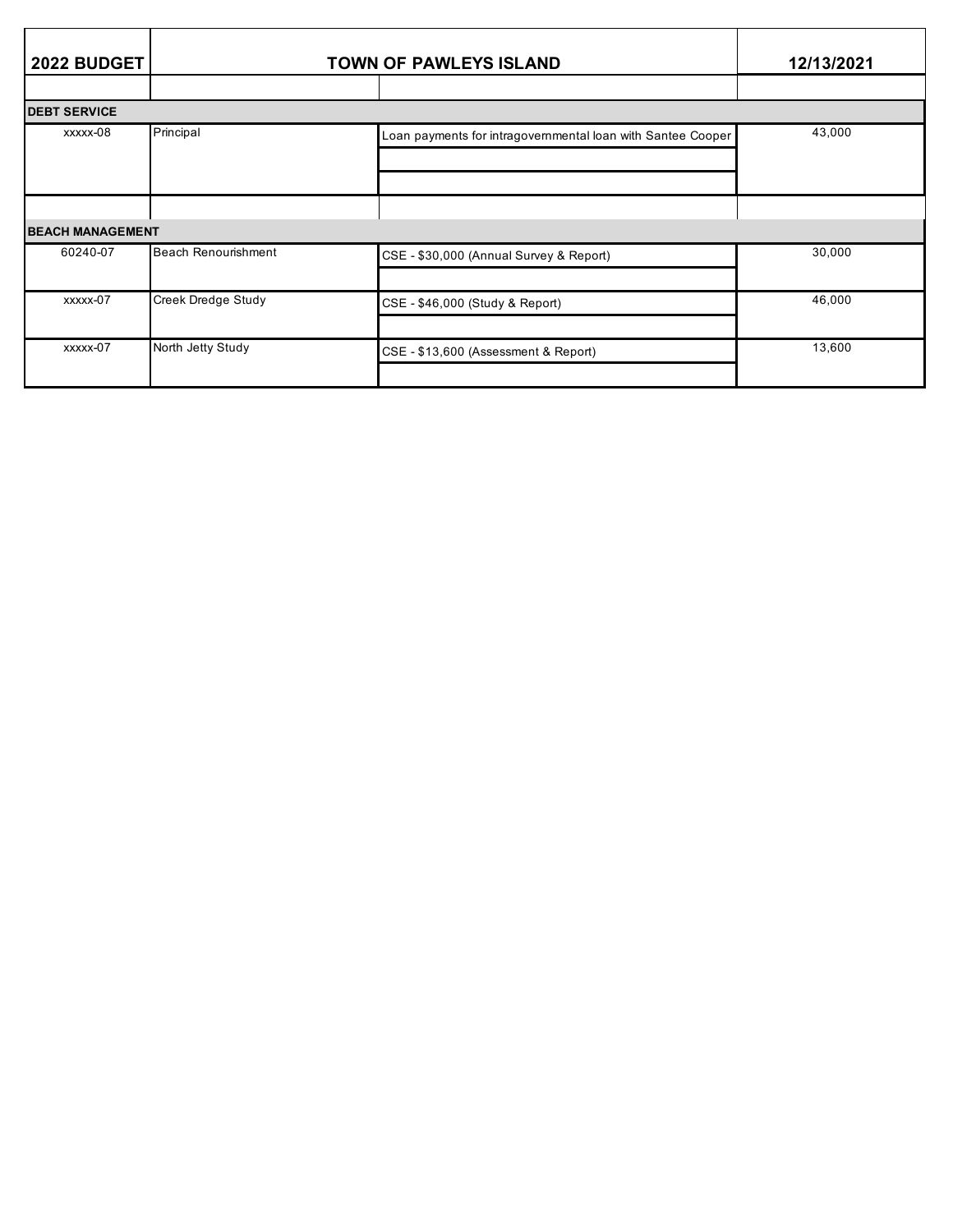| 2022 BUDGET | TOWN OF PAWLEYS ISLAND | | 12/13/2021 |
|---|---|---|---|
| | | | |
| **DEBT SERVICE** | | | |
| xxxxx-08 | Principal | Loan payments for intragovernmental loan with Santee Cooper | 43,000 |
| | | | |
| **BEACH MANAGEMENT** | | | |
| 60240-07 | Beach Renourishment | CSE - $30,000 (Annual Survey & Report) | 30,000 |
| xxxxx-07 | Creek Dredge Study | CSE - $46,000 (Study & Report) | 46,000 |
| xxxxx-07 | North Jetty Study | CSE - $13,600 (Assessment & Report) | 13,600 |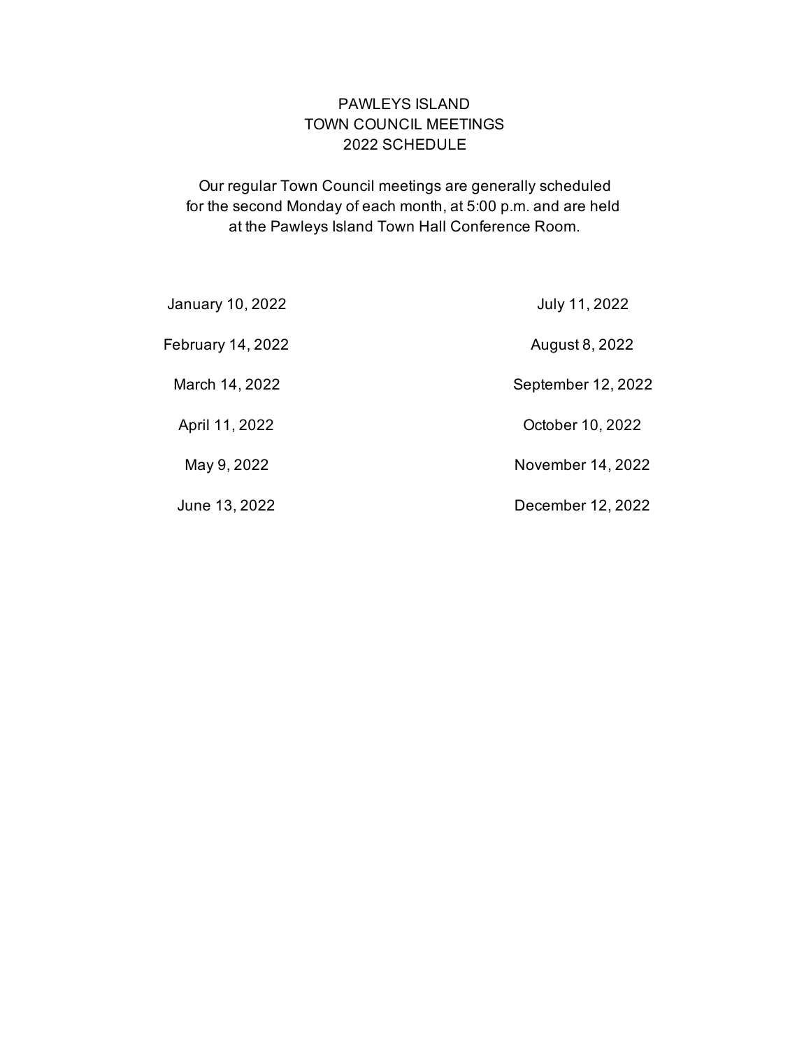# PAWLEYS ISLAND
## TOWN COUNCIL MEETINGS
## 2022 SCHEDULE

Our regular Town Council meetings are generally scheduled for the second Monday of each month, at 5:00 p.m. and are held at the Pawleys Island Town Hall Conference Room.

| | |
|---|---|
| January 10, 2022 | July 11, 2022 |
| February 14, 2022 | August 8, 2022 |
| March 14, 2022 | September 12, 2022 |
| April 11, 2022 | October 10, 2022 |
| May 9, 2022 | November 14, 2022 |
| June 13, 2022 | December 12, 2022 |